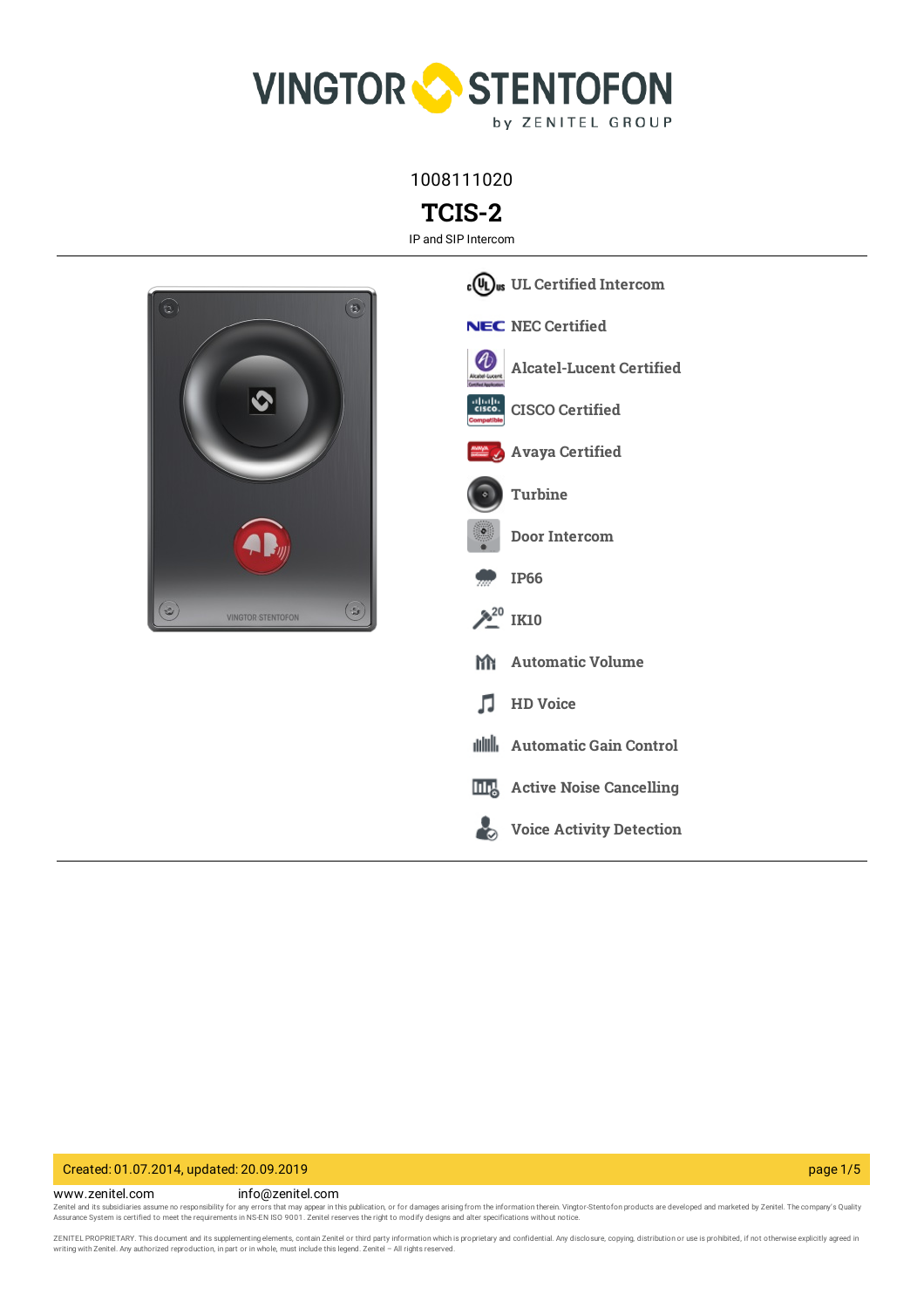1008111020

# TCIS-2

IP and SIP Intercom

- UL Certified Intercom
- NEC Certified
- Alcatel-Lucent Certified
- CISCO Certified
- Avaya Certified
- Turbine
- Door Intercom
- IP66
- IK10
- Automatic Volume
- HD Voice
- Automatic Gain Control
- Active Noise Cancelling
- Voice Activity Detection

Created: 01.07.2014, updated: 20.09.2019

www.zenitel.com info@zenitel.com

Zenitel and its subsidiaries assume no responsibility for any errors that may appear in this publication, or for damages arising from the information therein. Vingtor-Stentofon products are developed and marketed by Zenitel. The company's Quality Assurance System is certified to meet the requirements in NS-EN ISO 9001. Zenitel reserves the right to modify designs and alter specifications without notice.

ZENITEL PROPRIETARY. This document and its supplementing elements, contain Zenitel or third party information which is proprietary and confidential. Any disclosure, copying, distribution or use is prohibited, if not otherwise explicitly agreed in writing with Zenitel. Any authorized reproduction, in part or in whole, must include this legend. Zenitel – All rights reserved.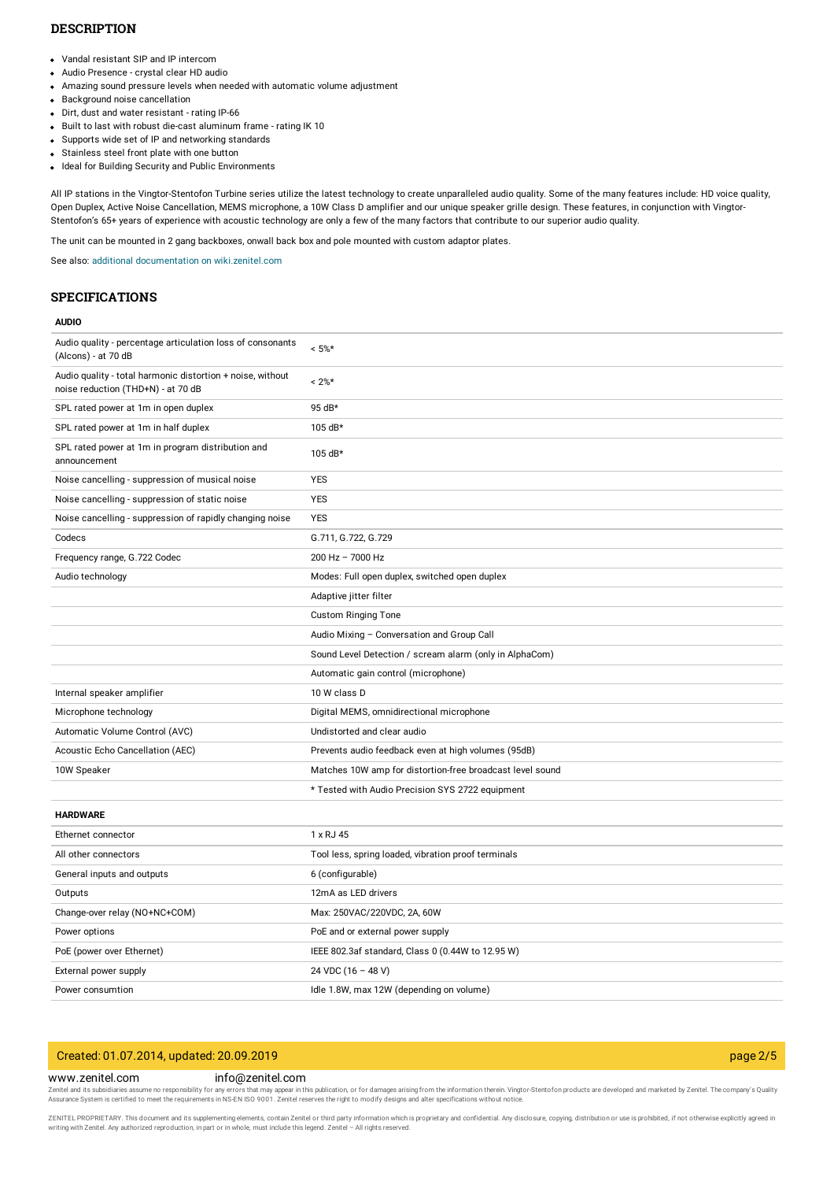## DESCRIPTION

- Vandal resistant SIP and IP intercom
- Audio Presence - crystal clear HD audio
- Amazing sound pressure levels when needed with automatic volume adjustment
- Background noise cancellation
- Dirt, dust and water resistant - rating IP-66
- Built to last with robust die-cast aluminum frame - rating IK 10
- Supports wide set of IP and networking standards
- Stainless steel front plate with one button
- Ideal for Building Security and Public Environments

All IP stations in the Vingtor-Stentofon Turbine series utilize the latest technology to create unparalleled audio quality. Some of the many features include: HD voice quality, Open Duplex, Active Noise Cancellation, MEMS microphone, a 10W Class D amplifier and our unique speaker grille design. These features, in conjunction with Vingtor-Stentofon's 65+ years of experience with acoustic technology are only a few of the many factors that contribute to our superior audio quality.

The unit can be mounted in 2 gang backboxes, onwall back box and pole mounted with custom adaptor plates.

See also: additional documentation on wiki.zenitel.com

## SPECIFICATIONS

**AUDIO**

| | |
|---|---|
| Audio quality - percentage articulation loss of consonants (Alcons) - at 70 dB | < 5%* |
| Audio quality - total harmonic distortion + noise, without noise reduction (THD+N) - at 70 dB | < 2%* |
| SPL rated power at 1m in open duplex | 95 dB* |
| SPL rated power at 1m in half duplex | 105 dB* |
| SPL rated power at 1m in program distribution and announcement | 105 dB* |
| Noise cancelling - suppression of musical noise | YES |
| Noise cancelling - suppression of static noise | YES |
| Noise cancelling - suppression of rapidly changing noise | YES |
| Codecs | G.711, G.722, G.729 |
| Frequency range, G.722 Codec | 200 Hz – 7000 Hz |
| Audio technology | Modes: Full open duplex, switched open duplex |
| | Adaptive jitter filter |
| | Custom Ringing Tone |
| | Audio Mixing – Conversation and Group Call |
| | Sound Level Detection / scream alarm (only in AlphaCom) |
| | Automatic gain control (microphone) |
| Internal speaker amplifier | 10 W class D |
| Microphone technology | Digital MEMS, omnidirectional microphone |
| Automatic Volume Control (AVC) | Undistorted and clear audio |
| Acoustic Echo Cancellation (AEC) | Prevents audio feedback even at high volumes (95dB) |
| 10W Speaker | Matches 10W amp for distortion-free broadcast level sound |
| | * Tested with Audio Precision SYS 2722 equipment |

**HARDWARE**

| | |
|---|---|
| Ethernet connector | 1 x RJ 45 |
| All other connectors | Tool less, spring loaded, vibration proof terminals |
| General inputs and outputs | 6 (configurable) |
| Outputs | 12mA as LED drivers |
| Change-over relay (NO+NC+COM) | Max: 250VAC/220VDC, 2A, 60W |
| Power options | PoE and or external power supply |
| PoE (power over Ethernet) | IEEE 802.3af standard, Class 0 (0.44W to 12.95 W) |
| External power supply | 24 VDC (16 – 48 V) |
| Power consumtion | Idle 1.8W, max 12W (depending on volume) |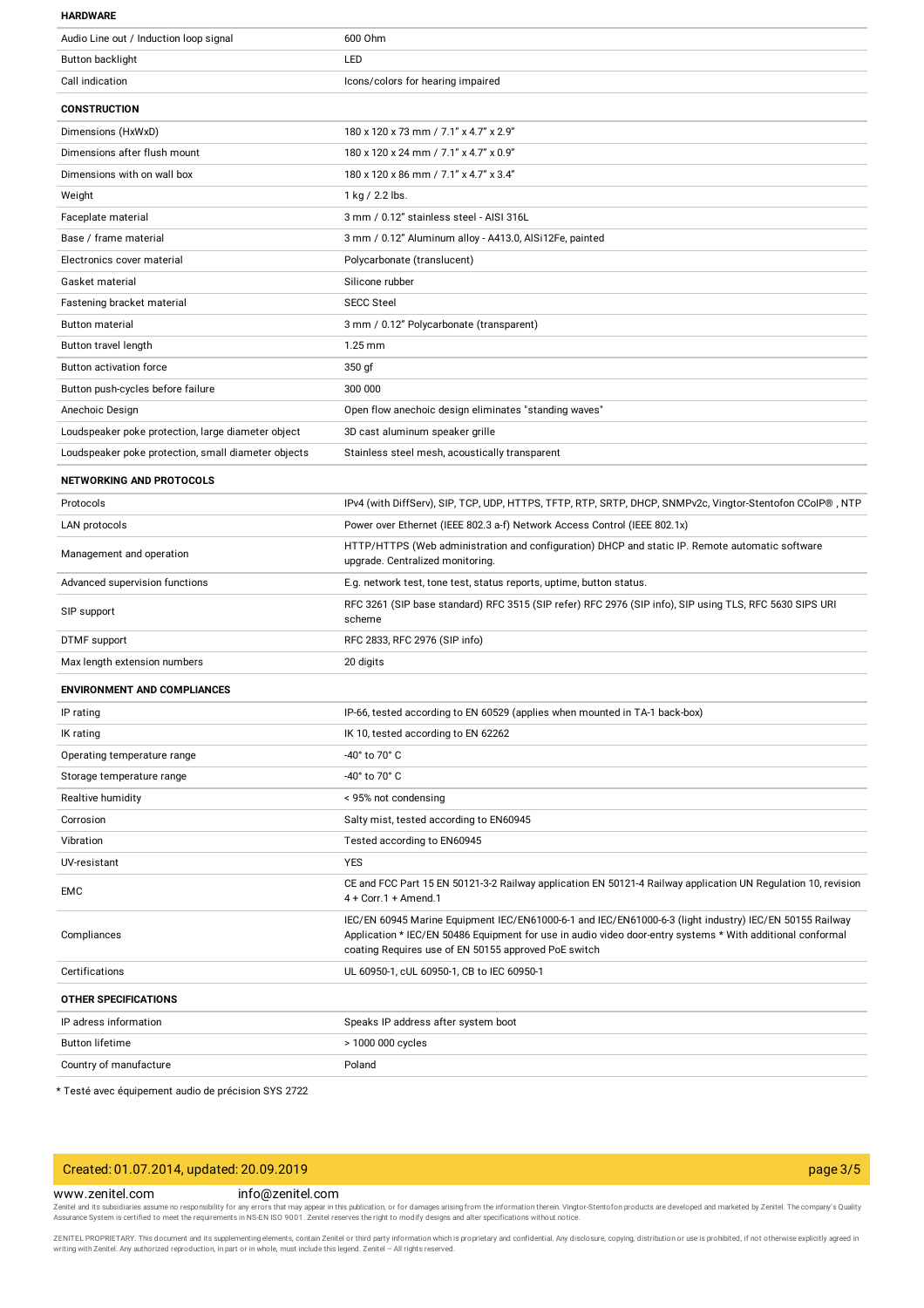## HARDWARE

| | |
|---|---|
| Audio Line out / Induction loop signal | 600 Ohm |
| Button backlight | LED |
| Call indication | Icons/colors for hearing impaired |

## CONSTRUCTION

| | |
|---|---|
| Dimensions (HxWxD) | 180 x 120 x 73 mm / 7.1" x 4.7" x 2.9" |
| Dimensions after flush mount | 180 x 120 x 24 mm / 7.1" x 4.7" x 0.9" |
| Dimensions with on wall box | 180 x 120 x 86 mm / 7.1" x 4.7" x 3.4" |
| Weight | 1 kg / 2.2 lbs. |
| Faceplate material | 3 mm / 0.12" stainless steel - AISI 316L |
| Base / frame material | 3 mm / 0.12" Aluminum alloy - A413.0, AlSi12Fe, painted |
| Electronics cover material | Polycarbonate (translucent) |
| Gasket material | Silicone rubber |
| Fastening bracket material | SECC Steel |
| Button material | 3 mm / 0.12" Polycarbonate (transparent) |
| Button travel length | 1.25 mm |
| Button activation force | 350 gf |
| Button push-cycles before failure | 300 000 |
| Anechoic Design | Open flow anechoic design eliminates "standing waves" |
| Loudspeaker poke protection, large diameter object | 3D cast aluminum speaker grille |
| Loudspeaker poke protection, small diameter objects | Stainless steel mesh, acoustically transparent |

## NETWORKING AND PROTOCOLS

| | |
|---|---|
| Protocols | IPv4 (with DiffServ), SIP, TCP, UDP, HTTPS, TFTP, RTP, SRTP, DHCP, SNMPv2c, Vingtor-Stentofon CCoIP® , NTP |
| LAN protocols | Power over Ethernet (IEEE 802.3 a-f) Network Access Control (IEEE 802.1x) |
| Management and operation | HTTP/HTTPS (Web administration and configuration) DHCP and static IP. Remote automatic software upgrade. Centralized monitoring. |
| Advanced supervision functions | E.g. network test, tone test, status reports, uptime, button status. |
| SIP support | RFC 3261 (SIP base standard) RFC 3515 (SIP refer) RFC 2976 (SIP info), SIP using TLS, RFC 5630 SIPS URI scheme |
| DTMF support | RFC 2833, RFC 2976 (SIP info) |
| Max length extension numbers | 20 digits |

## ENVIRONMENT AND COMPLIANCES

| | |
|---|---|
| IP rating | IP-66, tested according to EN 60529 (applies when mounted in TA-1 back-box) |
| IK rating | IK 10, tested according to EN 62262 |
| Operating temperature range | -40° to 70° C |
| Storage temperature range | -40° to 70° C |
| Realtive humidity | < 95% not condensing |
| Corrosion | Salty mist, tested according to EN60945 |
| Vibration | Tested according to EN60945 |
| UV-resistant | YES |
| EMC | CE and FCC Part 15 EN 50121-3-2 Railway application EN 50121-4 Railway application UN Regulation 10, revision 4 + Corr.1 + Amend.1 |
| Compliances | IEC/EN 60945 Marine Equipment IEC/EN61000-6-1 and IEC/EN61000-6-3 (light industry) IEC/EN 50155 Railway Application * IEC/EN 50486 Equipment for use in audio video door-entry systems * With additional conformal coating Requires use of EN 50155 approved PoE switch |
| Certifications | UL 60950-1, cUL 60950-1, CB to IEC 60950-1 |

## OTHER SPECIFICATIONS

| | |
|---|---|
| IP adress information | Speaks IP address after system boot |
| Button lifetime | > 1000 000 cycles |
| Country of manufacture | Poland |

* Testé avec équipement audio de précision SYS 2722

Created: 01.07.2014, updated: 20.09.2019

www.zenitel.com info@zenitel.com

Zenitel and its subsidiaries assume no responsibility for any errors that may appear in this publication, or for damages arising from the information therein. Vingtor-Stentofon products are developed and marketed by Zenitel. The company's Quality Assurance System is certified to meet the requirements in NS-EN ISO 9001. Zenitel reserves the right to modify designs and alter specifications without notice.

ZENITEL PROPRIETARY. This document and its supplementing elements, contain Zenitel or third party information which is proprietary and confidential. Any disclosure, copying, distribution or use is prohibited, if not otherwise explicitly agreed in writing with Zenitel. Any authorized reproduction, in part or in whole, must include this legend. Zenitel – All rights reserved.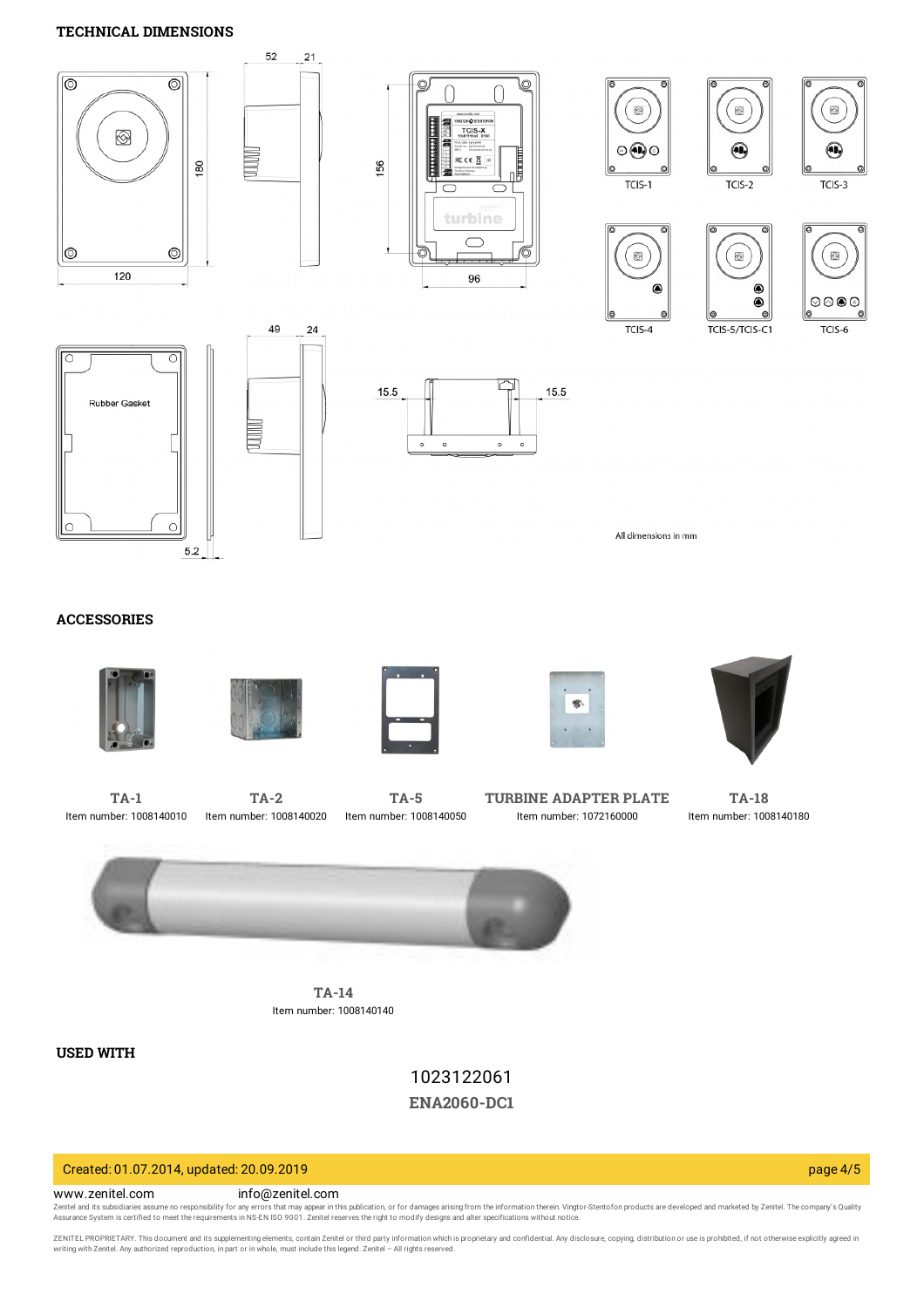## TECHNICAL DIMENSIONS

All dimensions in mm

## ACCESSORIES

**TA-1**
Item number: 1008140010

**TA-2**
Item number: 1008140020

**TA-5**
Item number: 1008140050

**TURBINE ADAPTER PLATE**
Item number: 1072160000

**TA-18**
Item number: 1008140180

**TA-14**
Item number: 1008140140

## USED WITH

1023122061
**ENA2060-DC1**

Created: 01.07.2014, updated: 20.09.2019

www.zenitel.com info@zenitel.com

Zenitel and its subsidiaries assume no responsibility for any errors that may appear in this publication, or for damages arising from the information therein. Vingtor-Stentofon products are developed and marketed by Zenitel. The company's Quality Assurance System is certified to meet the requirements in NS-EN ISO 9001. Zenitel reserves the right to modify designs and alter specifications without notice.

ZENITEL PROPRIETARY. This document and its supplementing elements, contain Zenitel or third party information which is proprietary and confidential. Any disclosure, copying, distribution or use is prohibited, if not otherwise explicitly agreed in writing with Zenitel. Any authorized reproduction, in part or in whole, must include this legend. Zenitel – All rights reserved.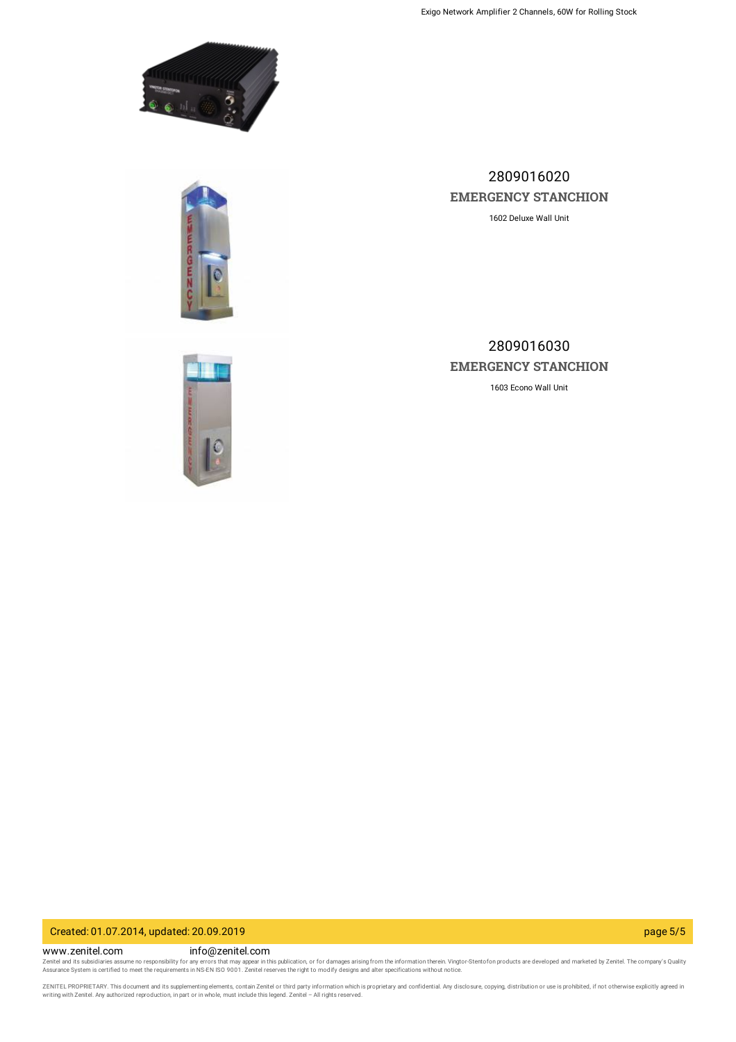2809016020

**EMERGENCY STANCHION**

1602 Deluxe Wall Unit

2809016030

**EMERGENCY STANCHION**

1603 Econo Wall Unit

Created: 01.07.2014, updated: 20.09.2019

www.zenitel.com info@zenitel.com

Zenitel and its subsidiaries assume no responsibility for any errors that may appear in this publication, or for damages arising from the information therein. Vingtor-Stentofon products are developed and marketed by Zenitel. The company's Quality Assurance System is certified to meet the requirements in NS-EN ISO 9001. Zenitel reserves the right to modify designs and alter specifications without notice.

ZENITEL PROPRIETARY. This document and its supplementing elements, contain Zenitel or third party information which is proprietary and confidential. Any disclosure, copying, distribution or use is prohibited, if not otherwise explicitly agreed in writing with Zenitel. Any authorized reproduction, in part or in whole, must include this legend. Zenitel – All rights reserved.